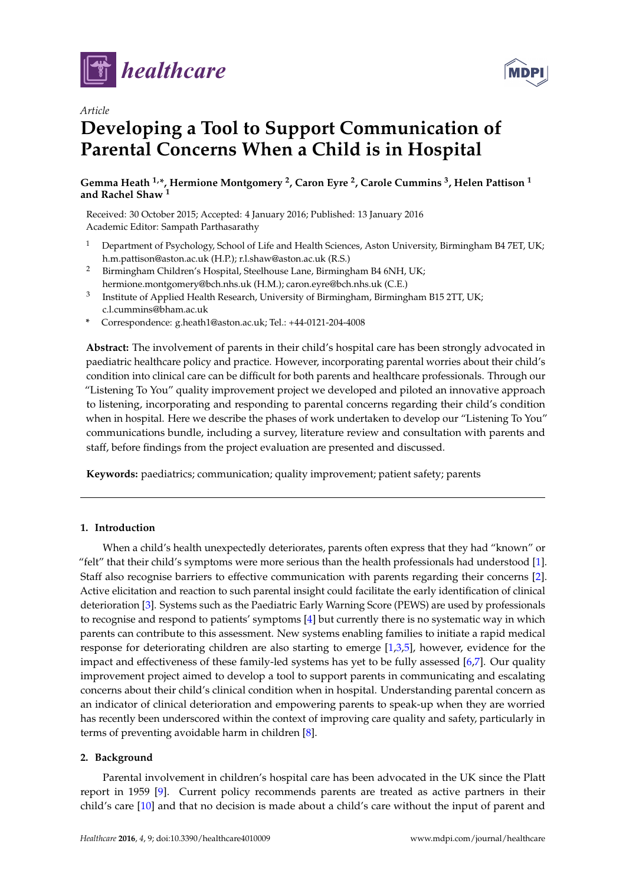*Article*

# Developing a Tool to Support Communication of Parental Concerns When a Child is in Hospital

**Gemma Heath [1,*], Hermione Montgomery [2], Caron Eyre [2], Carole Cummins [3], Helen Pattison [1] and Rachel Shaw [1]**

Received: 30 October 2015; Accepted: 4 January 2016; Published: 13 January 2016
Academic Editor: Sampath Parthasarathy

1. Department of Psychology, School of Life and Health Sciences, Aston University, Birmingham B4 7ET, UK; h.m.pattison@aston.ac.uk (H.P.); r.l.shaw@aston.ac.uk (R.S.)
2. Birmingham Children's Hospital, Steelhouse Lane, Birmingham B4 6NH, UK; hermione.montgomery@bch.nhs.uk (H.M.); caron.eyre@bch.nhs.uk (C.E.)
3. Institute of Applied Health Research, University of Birmingham, Birmingham B15 2TT, UK; c.l.cummins@bham.ac.uk

\* Correspondence: g.heath1@aston.ac.uk; Tel.: +44-0121-204-4008

**Abstract:** The involvement of parents in their child's hospital care has been strongly advocated in paediatric healthcare policy and practice. However, incorporating parental worries about their child's condition into clinical care can be difficult for both parents and healthcare professionals. Through our "Listening To You" quality improvement project we developed and piloted an innovative approach to listening, incorporating and responding to parental concerns regarding their child's condition when in hospital. Here we describe the phases of work undertaken to develop our "Listening To You" communications bundle, including a survey, literature review and consultation with parents and staff, before findings from the project evaluation are presented and discussed.

**Keywords:** paediatrics; communication; quality improvement; patient safety; parents

## 1. Introduction

When a child's health unexpectedly deteriorates, parents often express that they had "known" or "felt" that their child's symptoms were more serious than the health professionals had understood [1]. Staff also recognise barriers to effective communication with parents regarding their concerns [2]. Active elicitation and reaction to such parental insight could facilitate the early identification of clinical deterioration [3]. Systems such as the Paediatric Early Warning Score (PEWS) are used by professionals to recognise and respond to patients' symptoms [4] but currently there is no systematic way in which parents can contribute to this assessment. New systems enabling families to initiate a rapid medical response for deteriorating children are also starting to emerge [1,3,5], however, evidence for the impact and effectiveness of these family-led systems has yet to be fully assessed [6,7]. Our quality improvement project aimed to develop a tool to support parents in communicating and escalating concerns about their child's clinical condition when in hospital. Understanding parental concern as an indicator of clinical deterioration and empowering parents to speak-up when they are worried has recently been underscored within the context of improving care quality and safety, particularly in terms of preventing avoidable harm in children [8].

## 2. Background

Parental involvement in children's hospital care has been advocated in the UK since the Platt report in 1959 [9]. Current policy recommends parents are treated as active partners in their child's care [10] and that no decision is made about a child's care without the input of parent and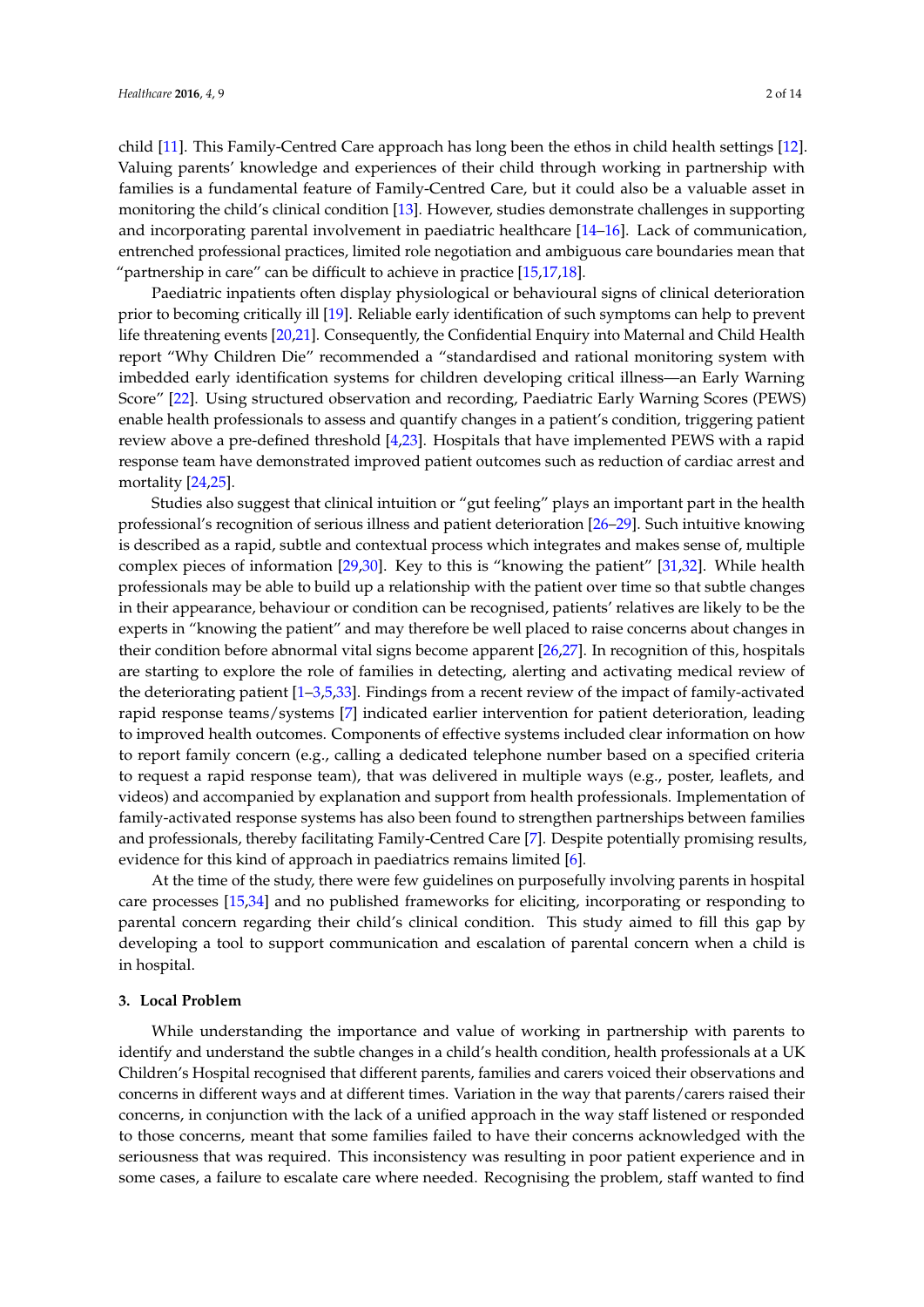child [11]. This Family-Centred Care approach has long been the ethos in child health settings [12]. Valuing parents' knowledge and experiences of their child through working in partnership with families is a fundamental feature of Family-Centred Care, but it could also be a valuable asset in monitoring the child's clinical condition [13]. However, studies demonstrate challenges in supporting and incorporating parental involvement in paediatric healthcare [14–16]. Lack of communication, entrenched professional practices, limited role negotiation and ambiguous care boundaries mean that "partnership in care" can be difficult to achieve in practice [15,17,18].

Paediatric inpatients often display physiological or behavioural signs of clinical deterioration prior to becoming critically ill [19]. Reliable early identification of such symptoms can help to prevent life threatening events [20,21]. Consequently, the Confidential Enquiry into Maternal and Child Health report "Why Children Die" recommended a "standardised and rational monitoring system with imbedded early identification systems for children developing critical illness—an Early Warning Score" [22]. Using structured observation and recording, Paediatric Early Warning Scores (PEWS) enable health professionals to assess and quantify changes in a patient's condition, triggering patient review above a pre-defined threshold [4,23]. Hospitals that have implemented PEWS with a rapid response team have demonstrated improved patient outcomes such as reduction of cardiac arrest and mortality [24,25].

Studies also suggest that clinical intuition or "gut feeling" plays an important part in the health professional's recognition of serious illness and patient deterioration [26–29]. Such intuitive knowing is described as a rapid, subtle and contextual process which integrates and makes sense of, multiple complex pieces of information [29,30]. Key to this is "knowing the patient" [31,32]. While health professionals may be able to build up a relationship with the patient over time so that subtle changes in their appearance, behaviour or condition can be recognised, patients' relatives are likely to be the experts in "knowing the patient" and may therefore be well placed to raise concerns about changes in their condition before abnormal vital signs become apparent [26,27]. In recognition of this, hospitals are starting to explore the role of families in detecting, alerting and activating medical review of the deteriorating patient [1–3,5,33]. Findings from a recent review of the impact of family-activated rapid response teams/systems [7] indicated earlier intervention for patient deterioration, leading to improved health outcomes. Components of effective systems included clear information on how to report family concern (e.g., calling a dedicated telephone number based on a specified criteria to request a rapid response team), that was delivered in multiple ways (e.g., poster, leaflets, and videos) and accompanied by explanation and support from health professionals. Implementation of family-activated response systems has also been found to strengthen partnerships between families and professionals, thereby facilitating Family-Centred Care [7]. Despite potentially promising results, evidence for this kind of approach in paediatrics remains limited [6].

At the time of the study, there were few guidelines on purposefully involving parents in hospital care processes [15,34] and no published frameworks for eliciting, incorporating or responding to parental concern regarding their child's clinical condition. This study aimed to fill this gap by developing a tool to support communication and escalation of parental concern when a child is in hospital.

## 3. Local Problem

While understanding the importance and value of working in partnership with parents to identify and understand the subtle changes in a child's health condition, health professionals at a UK Children's Hospital recognised that different parents, families and carers voiced their observations and concerns in different ways and at different times. Variation in the way that parents/carers raised their concerns, in conjunction with the lack of a unified approach in the way staff listened or responded to those concerns, meant that some families failed to have their concerns acknowledged with the seriousness that was required. This inconsistency was resulting in poor patient experience and in some cases, a failure to escalate care where needed. Recognising the problem, staff wanted to find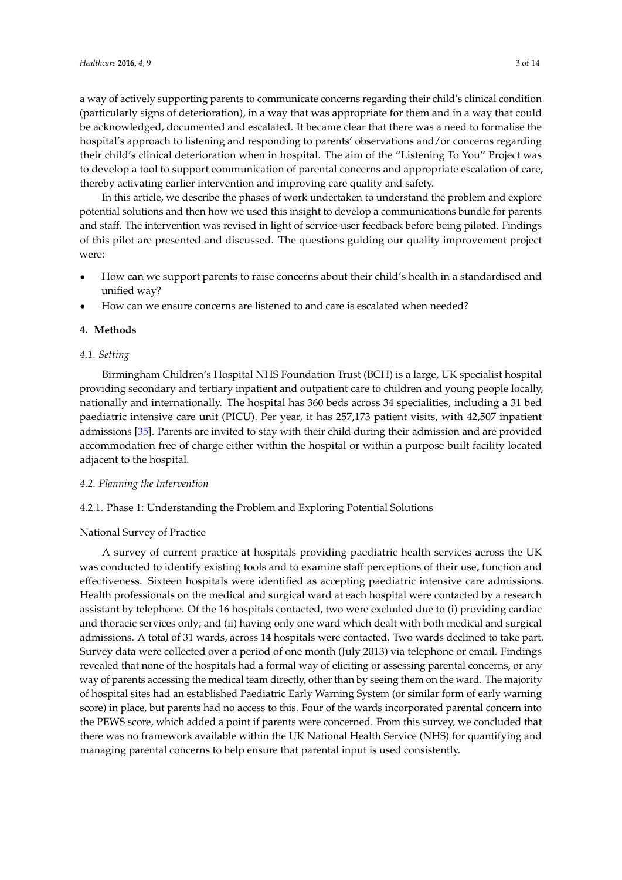a way of actively supporting parents to communicate concerns regarding their child's clinical condition (particularly signs of deterioration), in a way that was appropriate for them and in a way that could be acknowledged, documented and escalated. It became clear that there was a need to formalise the hospital's approach to listening and responding to parents' observations and/or concerns regarding their child's clinical deterioration when in hospital. The aim of the "Listening To You" Project was to develop a tool to support communication of parental concerns and appropriate escalation of care, thereby activating earlier intervention and improving care quality and safety.

In this article, we describe the phases of work undertaken to understand the problem and explore potential solutions and then how we used this insight to develop a communications bundle for parents and staff. The intervention was revised in light of service-user feedback before being piloted. Findings of this pilot are presented and discussed. The questions guiding our quality improvement project were:

- How can we support parents to raise concerns about their child's health in a standardised and unified way?
- How can we ensure concerns are listened to and care is escalated when needed?

## 4. Methods

### *4.1. Setting*

Birmingham Children's Hospital NHS Foundation Trust (BCH) is a large, UK specialist hospital providing secondary and tertiary inpatient and outpatient care to children and young people locally, nationally and internationally. The hospital has 360 beds across 34 specialities, including a 31 bed paediatric intensive care unit (PICU). Per year, it has 257,173 patient visits, with 42,507 inpatient admissions [35]. Parents are invited to stay with their child during their admission and are provided accommodation free of charge either within the hospital or within a purpose built facility located adjacent to the hospital.

### *4.2. Planning the Intervention*

#### 4.2.1. Phase 1: Understanding the Problem and Exploring Potential Solutions

##### National Survey of Practice

A survey of current practice at hospitals providing paediatric health services across the UK was conducted to identify existing tools and to examine staff perceptions of their use, function and effectiveness. Sixteen hospitals were identified as accepting paediatric intensive care admissions. Health professionals on the medical and surgical ward at each hospital were contacted by a research assistant by telephone. Of the 16 hospitals contacted, two were excluded due to (i) providing cardiac and thoracic services only; and (ii) having only one ward which dealt with both medical and surgical admissions. A total of 31 wards, across 14 hospitals were contacted. Two wards declined to take part. Survey data were collected over a period of one month (July 2013) via telephone or email. Findings revealed that none of the hospitals had a formal way of eliciting or assessing parental concerns, or any way of parents accessing the medical team directly, other than by seeing them on the ward. The majority of hospital sites had an established Paediatric Early Warning System (or similar form of early warning score) in place, but parents had no access to this. Four of the wards incorporated parental concern into the PEWS score, which added a point if parents were concerned. From this survey, we concluded that there was no framework available within the UK National Health Service (NHS) for quantifying and managing parental concerns to help ensure that parental input is used consistently.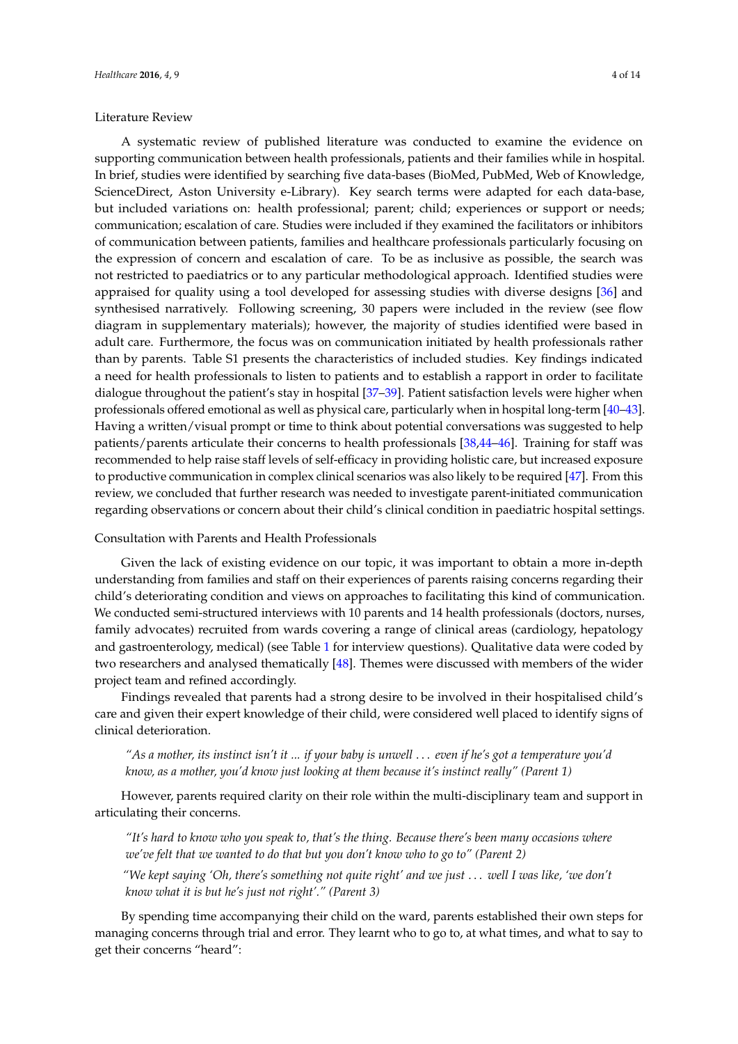### Literature Review

A systematic review of published literature was conducted to examine the evidence on supporting communication between health professionals, patients and their families while in hospital. In brief, studies were identified by searching five data-bases (BioMed, PubMed, Web of Knowledge, ScienceDirect, Aston University e-Library). Key search terms were adapted for each data-base, but included variations on: health professional; parent; child; experiences or support or needs; communication; escalation of care. Studies were included if they examined the facilitators or inhibitors of communication between patients, families and healthcare professionals particularly focusing on the expression of concern and escalation of care. To be as inclusive as possible, the search was not restricted to paediatrics or to any particular methodological approach. Identified studies were appraised for quality using a tool developed for assessing studies with diverse designs [36] and synthesised narratively. Following screening, 30 papers were included in the review (see flow diagram in supplementary materials); however, the majority of studies identified were based in adult care. Furthermore, the focus was on communication initiated by health professionals rather than by parents. Table S1 presents the characteristics of included studies. Key findings indicated a need for health professionals to listen to patients and to establish a rapport in order to facilitate dialogue throughout the patient's stay in hospital [37–39]. Patient satisfaction levels were higher when professionals offered emotional as well as physical care, particularly when in hospital long-term [40–43]. Having a written/visual prompt or time to think about potential conversations was suggested to help patients/parents articulate their concerns to health professionals [38,44–46]. Training for staff was recommended to help raise staff levels of self-efficacy in providing holistic care, but increased exposure to productive communication in complex clinical scenarios was also likely to be required [47]. From this review, we concluded that further research was needed to investigate parent-initiated communication regarding observations or concern about their child's clinical condition in paediatric hospital settings.

### Consultation with Parents and Health Professionals

Given the lack of existing evidence on our topic, it was important to obtain a more in-depth understanding from families and staff on their experiences of parents raising concerns regarding their child's deteriorating condition and views on approaches to facilitating this kind of communication. We conducted semi-structured interviews with 10 parents and 14 health professionals (doctors, nurses, family advocates) recruited from wards covering a range of clinical areas (cardiology, hepatology and gastroenterology, medical) (see Table 1 for interview questions). Qualitative data were coded by two researchers and analysed thematically [48]. Themes were discussed with members of the wider project team and refined accordingly.

Findings revealed that parents had a strong desire to be involved in their hospitalised child's care and given their expert knowledge of their child, were considered well placed to identify signs of clinical deterioration.

> *"As a mother, its instinct isn't it ... if your baby is unwell . . . even if he's got a temperature you'd know, as a mother, you'd know just looking at them because it's instinct really" (Parent 1)*

However, parents required clarity on their role within the multi-disciplinary team and support in articulating their concerns.

> *"It's hard to know who you speak to, that's the thing. Because there's been many occasions where we've felt that we wanted to do that but you don't know who to go to" (Parent 2)*
>
> *"We kept saying 'Oh, there's something not quite right' and we just . . . well I was like, 'we don't know what it is but he's just not right'." (Parent 3)*

By spending time accompanying their child on the ward, parents established their own steps for managing concerns through trial and error. They learnt who to go to, at what times, and what to say to get their concerns "heard":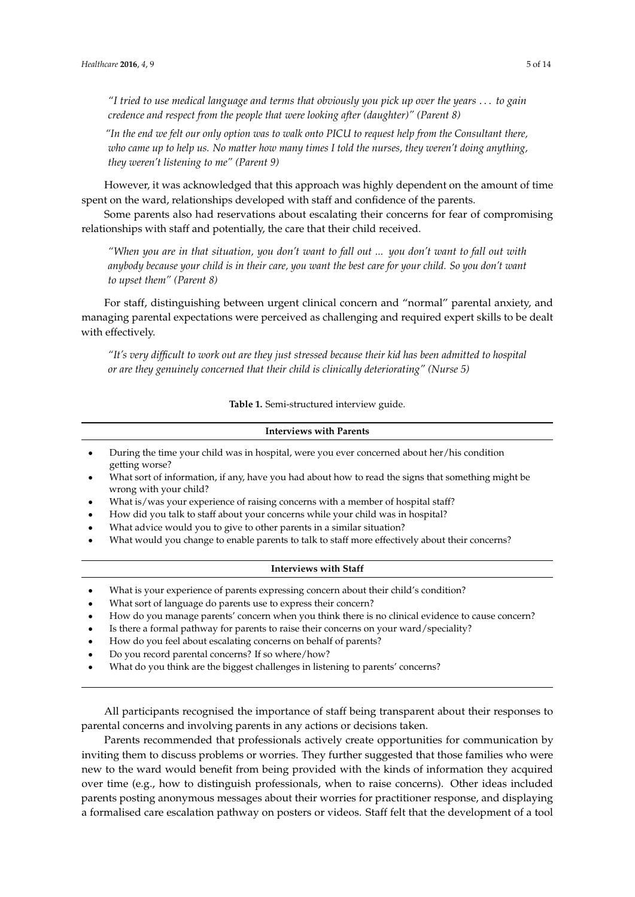*"I tried to use medical language and terms that obviously you pick up over the years ... to gain credence and respect from the people that were looking after (daughter)" (Parent 8)*

*"In the end we felt our only option was to walk onto PICU to request help from the Consultant there, who came up to help us. No matter how many times I told the nurses, they weren't doing anything, they weren't listening to me" (Parent 9)*

However, it was acknowledged that this approach was highly dependent on the amount of time spent on the ward, relationships developed with staff and confidence of the parents.

Some parents also had reservations about escalating their concerns for fear of compromising relationships with staff and potentially, the care that their child received.

*"When you are in that situation, you don't want to fall out ... you don't want to fall out with anybody because your child is in their care, you want the best care for your child. So you don't want to upset them" (Parent 8)*

For staff, distinguishing between urgent clinical concern and "normal" parental anxiety, and managing parental expectations were perceived as challenging and required expert skills to be dealt with effectively.

*"It's very difficult to work out are they just stressed because their kid has been admitted to hospital or are they genuinely concerned that their child is clinically deteriorating" (Nurse 5)*

**Table 1.** Semi-structured interview guide.

| Interviews with Parents |
| --- |
| • During the time your child was in hospital, were you ever concerned about her/his condition getting worse? |
| • What sort of information, if any, have you had about how to read the signs that something might be wrong with your child? |
| • What is/was your experience of raising concerns with a member of hospital staff? |
| • How did you talk to staff about your concerns while your child was in hospital? |
| • What advice would you to give to other parents in a similar situation? |
| • What would you change to enable parents to talk to staff more effectively about their concerns? |
| **Interviews with Staff** |
| • What is your experience of parents expressing concern about their child's condition? |
| • What sort of language do parents use to express their concern? |
| • How do you manage parents' concern when you think there is no clinical evidence to cause concern? |
| • Is there a formal pathway for parents to raise their concerns on your ward/speciality? |
| • How do you feel about escalating concerns on behalf of parents? |
| • Do you record parental concerns? If so where/how? |
| • What do you think are the biggest challenges in listening to parents' concerns? |

All participants recognised the importance of staff being transparent about their responses to parental concerns and involving parents in any actions or decisions taken.

Parents recommended that professionals actively create opportunities for communication by inviting them to discuss problems or worries. They further suggested that those families who were new to the ward would benefit from being provided with the kinds of information they acquired over time (e.g., how to distinguish professionals, when to raise concerns). Other ideas included parents posting anonymous messages about their worries for practitioner response, and displaying a formalised care escalation pathway on posters or videos. Staff felt that the development of a tool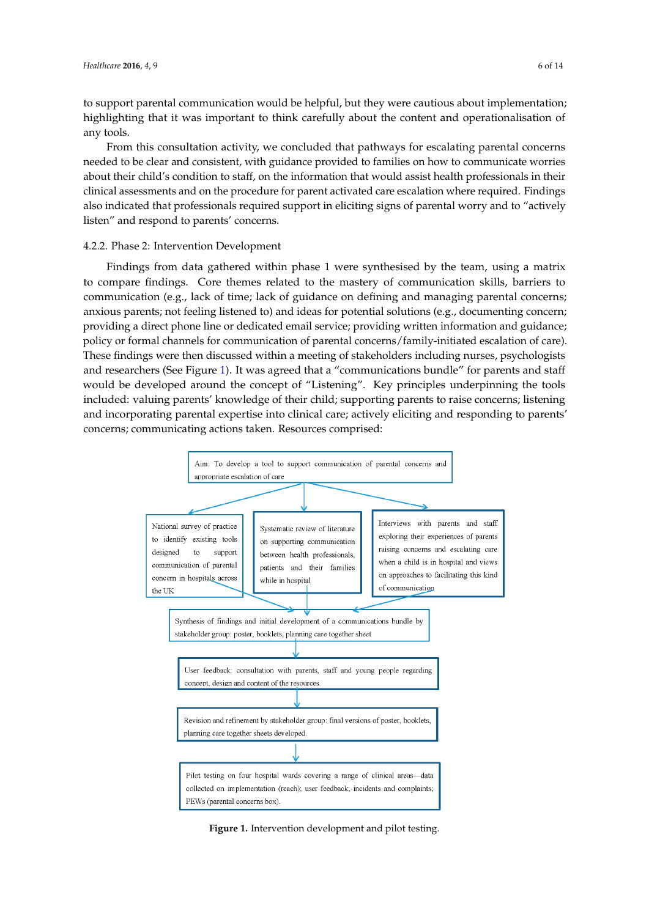to support parental communication would be helpful, but they were cautious about implementation; highlighting that it was important to think carefully about the content and operationalisation of any tools.

From this consultation activity, we concluded that pathways for escalating parental concerns needed to be clear and consistent, with guidance provided to families on how to communicate worries about their child's condition to staff, on the information that would assist health professionals in their clinical assessments and on the procedure for parent activated care escalation where required. Findings also indicated that professionals required support in eliciting signs of parental worry and to "actively listen" and respond to parents' concerns.

#### 4.2.2. Phase 2: Intervention Development

Findings from data gathered within phase 1 were synthesised by the team, using a matrix to compare findings. Core themes related to the mastery of communication skills, barriers to communication (e.g., lack of time; lack of guidance on defining and managing parental concerns; anxious parents; not feeling listened to) and ideas for potential solutions (e.g., documenting concern; providing a direct phone line or dedicated email service; providing written information and guidance; policy or formal channels for communication of parental concerns/family-initiated escalation of care). These findings were then discussed within a meeting of stakeholders including nurses, psychologists and researchers (See Figure 1). It was agreed that a "communications bundle" for parents and staff would be developed around the concept of "Listening". Key principles underpinning the tools included: valuing parents' knowledge of their child; supporting parents to raise concerns; listening and incorporating parental expertise into clinical care; actively eliciting and responding to parents' concerns; communicating actions taken. Resources comprised:

Aim: To develop a tool to support communication of parental concerns and appropriate escalation of care

National survey of practice to identify existing tools designed to support communication of parental concern in hospitals across the UK

Systematic review of literature on supporting communication between health professionals, patients and their families while in hospital

Interviews with parents and staff exploring their experiences of parents raising concerns and escalating care when a child is in hospital and views on approaches to facilitating this kind of communication

Synthesis of findings and initial development of a communications bundle by stakeholder group: poster, booklets, planning care together sheet

User feedback: consultation with parents, staff and young people regarding concept, design and content of the resources.

Revision and refinement by stakeholder group: final versions of poster, booklets, planning care together sheets developed.

Pilot testing on four hospital wards covering a range of clinical areas—data collected on implementation (reach); user feedback; incidents and complaints; PEWs (parental concerns box).

**Figure 1.** Intervention development and pilot testing.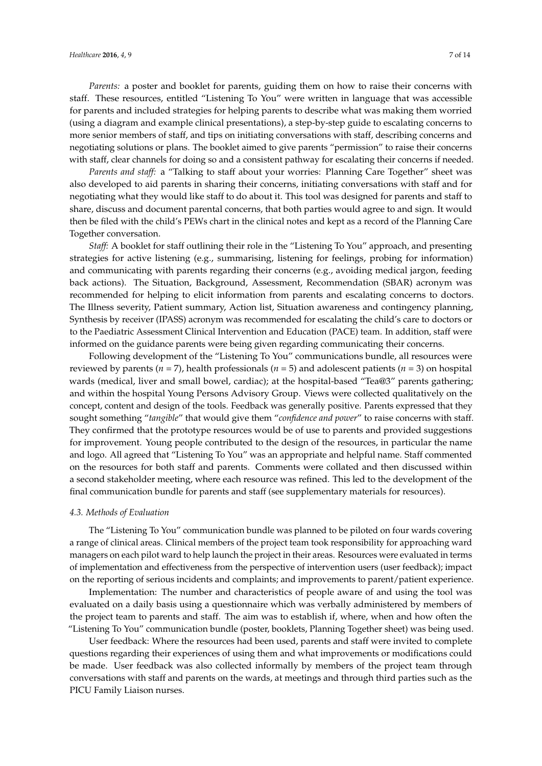*Parents:* a poster and booklet for parents, guiding them on how to raise their concerns with staff. These resources, entitled "Listening To You" were written in language that was accessible for parents and included strategies for helping parents to describe what was making them worried (using a diagram and example clinical presentations), a step-by-step guide to escalating concerns to more senior members of staff, and tips on initiating conversations with staff, describing concerns and negotiating solutions or plans. The booklet aimed to give parents "permission" to raise their concerns with staff, clear channels for doing so and a consistent pathway for escalating their concerns if needed.

*Parents and staff:* a "Talking to staff about your worries: Planning Care Together" sheet was also developed to aid parents in sharing their concerns, initiating conversations with staff and for negotiating what they would like staff to do about it. This tool was designed for parents and staff to share, discuss and document parental concerns, that both parties would agree to and sign. It would then be filed with the child's PEWs chart in the clinical notes and kept as a record of the Planning Care Together conversation.

*Staff:* A booklet for staff outlining their role in the "Listening To You" approach, and presenting strategies for active listening (e.g., summarising, listening for feelings, probing for information) and communicating with parents regarding their concerns (e.g., avoiding medical jargon, feeding back actions). The Situation, Background, Assessment, Recommendation (SBAR) acronym was recommended for helping to elicit information from parents and escalating concerns to doctors. The Illness severity, Patient summary, Action list, Situation awareness and contingency planning, Synthesis by receiver (IPASS) acronym was recommended for escalating the child's care to doctors or to the Paediatric Assessment Clinical Intervention and Education (PACE) team. In addition, staff were informed on the guidance parents were being given regarding communicating their concerns.

Following development of the "Listening To You" communications bundle, all resources were reviewed by parents ($n$ = 7), health professionals ($n$ = 5) and adolescent patients ($n$ = 3) on hospital wards (medical, liver and small bowel, cardiac); at the hospital-based "Tea@3" parents gathering; and within the hospital Young Persons Advisory Group. Views were collected qualitatively on the concept, content and design of the tools. Feedback was generally positive. Parents expressed that they sought something "*tangible*" that would give them "*confidence and power*" to raise concerns with staff. They confirmed that the prototype resources would be of use to parents and provided suggestions for improvement. Young people contributed to the design of the resources, in particular the name and logo. All agreed that "Listening To You" was an appropriate and helpful name. Staff commented on the resources for both staff and parents. Comments were collated and then discussed within a second stakeholder meeting, where each resource was refined. This led to the development of the final communication bundle for parents and staff (see supplementary materials for resources).

### *4.3. Methods of Evaluation*

The "Listening To You" communication bundle was planned to be piloted on four wards covering a range of clinical areas. Clinical members of the project team took responsibility for approaching ward managers on each pilot ward to help launch the project in their areas. Resources were evaluated in terms of implementation and effectiveness from the perspective of intervention users (user feedback); impact on the reporting of serious incidents and complaints; and improvements to parent/patient experience.

Implementation: The number and characteristics of people aware of and using the tool was evaluated on a daily basis using a questionnaire which was verbally administered by members of the project team to parents and staff. The aim was to establish if, where, when and how often the "Listening To You" communication bundle (poster, booklets, Planning Together sheet) was being used.

User feedback: Where the resources had been used, parents and staff were invited to complete questions regarding their experiences of using them and what improvements or modifications could be made. User feedback was also collected informally by members of the project team through conversations with staff and parents on the wards, at meetings and through third parties such as the PICU Family Liaison nurses.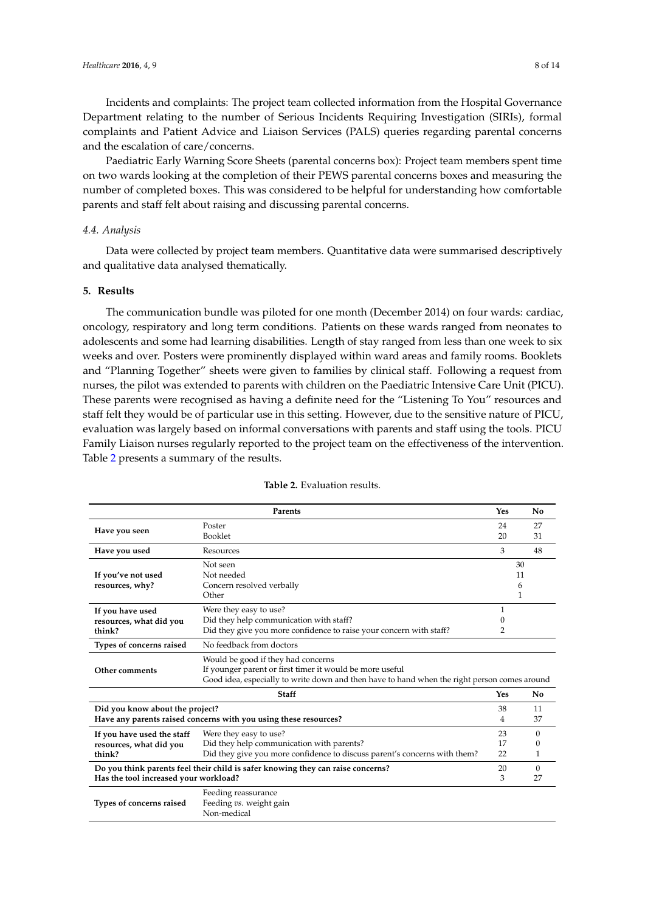Incidents and complaints: The project team collected information from the Hospital Governance Department relating to the number of Serious Incidents Requiring Investigation (SIRIs), formal complaints and Patient Advice and Liaison Services (PALS) queries regarding parental concerns and the escalation of care/concerns.

Paediatric Early Warning Score Sheets (parental concerns box): Project team members spent time on two wards looking at the completion of their PEWS parental concerns boxes and measuring the number of completed boxes. This was considered to be helpful for understanding how comfortable parents and staff felt about raising and discussing parental concerns.

### *4.4. Analysis*

Data were collected by project team members. Quantitative data were summarised descriptively and qualitative data analysed thematically.

## **5. Results**

The communication bundle was piloted for one month (December 2014) on four wards: cardiac, oncology, respiratory and long term conditions. Patients on these wards ranged from neonates to adolescents and some had learning disabilities. Length of stay ranged from less than one week to six weeks and over. Posters were prominently displayed within ward areas and family rooms. Booklets and "Planning Together" sheets were given to families by clinical staff. Following a request from nurses, the pilot was extended to parents with children on the Paediatric Intensive Care Unit (PICU). These parents were recognised as having a definite need for the "Listening To You" resources and staff felt they would be of particular use in this setting. However, due to the sensitive nature of PICU, evaluation was largely based on informal conversations with parents and staff using the tools. PICU Family Liaison nurses regularly reported to the project team on the effectiveness of the intervention. Table 2 presents a summary of the results.

**Table 2.** Evaluation results.

| | **Parents** | **Yes** | **No** |
|---|---|---|---|
| **Have you seen** | Poster | 24 | 27 |
| | Booklet | 20 | 31 |
| **Have you used** | Resources | 3 | 48 |
| **If you've not used resources, why?** | Not seen | 30 | |
| | Not needed | 11 | |
| | Concern resolved verbally | 6 | |
| | Other | 1 | |
| **If you have used resources, what did you think?** | Were they easy to use? | 1 | |
| | Did they help communication with staff? | 0 | |
| | Did they give you more confidence to raise your concern with staff? | 2 | |
| **Types of concerns raised** | No feedback from doctors | | |
| **Other comments** | Would be good if they had concerns | | |
| | If younger parent or first timer it would be more useful | | |
| | Good idea, especially to write down and then have to hand when the right person comes around | | |
| | **Staff** | **Yes** | **No** |
| **Did you know about the project?** | | 38 | 11 |
| **Have any parents raised concerns with you using these resources?** | | 4 | 37 |
| **If you have used the staff resources, what did you think?** | Were they easy to use? | 23 | 0 |
| | Did they help communication with parents? | 17 | 0 |
| | Did they give you more confidence to discuss parent's concerns with them? | 22 | 1 |
| **Do you think parents feel their child is safer knowing they can raise concerns?** | | 20 | 0 |
| **Has the tool increased your workload?** | | 3 | 27 |
| **Types of concerns raised** | Feeding reassurance | | |
| | Feeding *vs.* weight gain | | |
| | Non-medical | | |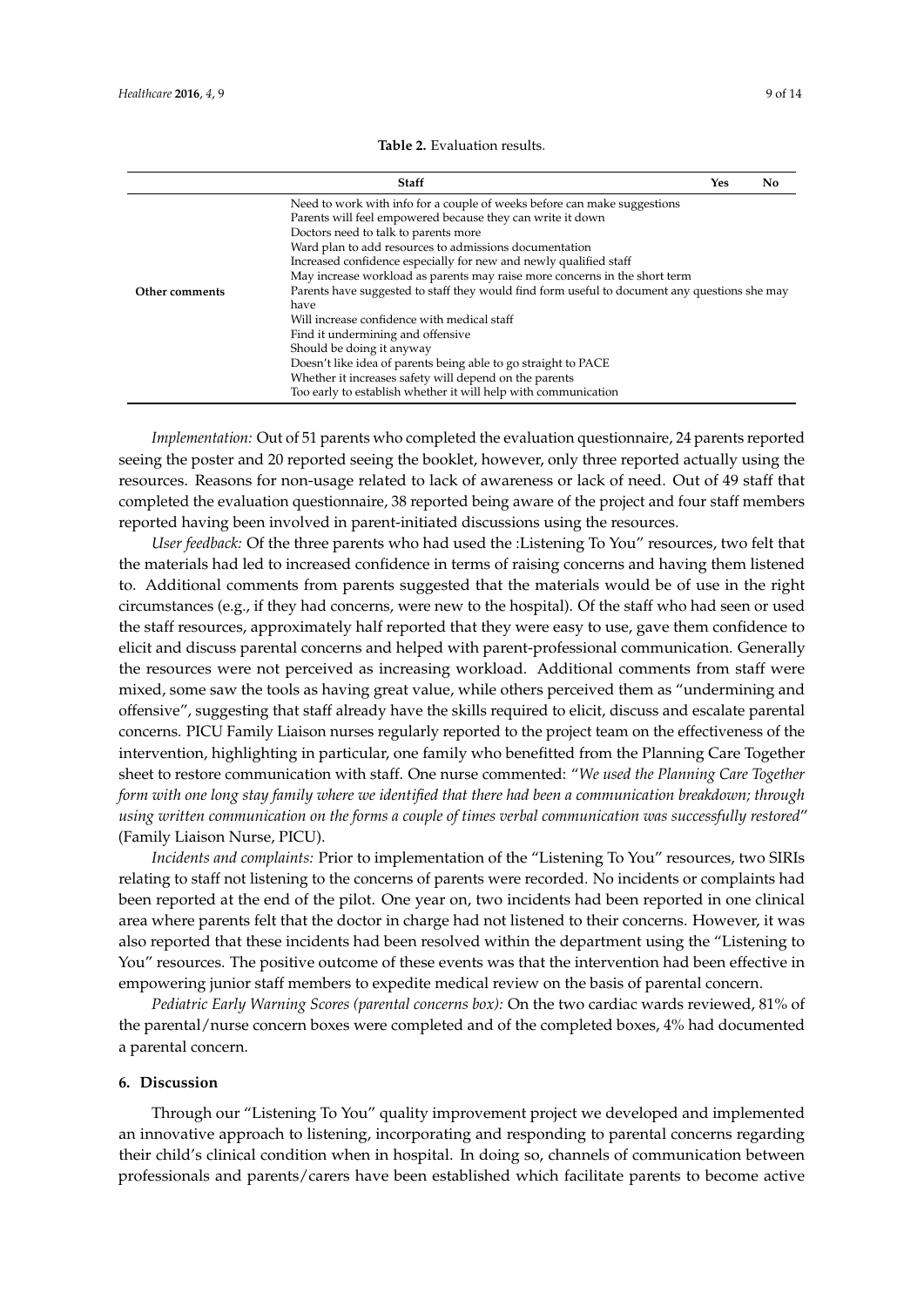**Table 2.** Evaluation results.

| | Staff | Yes | No |
|---|---|---|---|
| **Other comments** | Need to work with info for a couple of weeks before can make suggestions<br>Parents will feel empowered because they can write it down<br>Doctors need to talk to parents more<br>Ward plan to add resources to admissions documentation<br>Increased confidence especially for new and newly qualified staff<br>May increase workload as parents may raise more concerns in the short term<br>Parents have suggested to staff they would find form useful to document any questions she may have<br>Will increase confidence with medical staff<br>Find it undermining and offensive<br>Should be doing it anyway<br>Doesn't like idea of parents being able to go straight to PACE<br>Whether it increases safety will depend on the parents<br>Too early to establish whether it will help with communication | | |

*Implementation:* Out of 51 parents who completed the evaluation questionnaire, 24 parents reported seeing the poster and 20 reported seeing the booklet, however, only three reported actually using the resources. Reasons for non-usage related to lack of awareness or lack of need. Out of 49 staff that completed the evaluation questionnaire, 38 reported being aware of the project and four staff members reported having been involved in parent-initiated discussions using the resources.

*User feedback:* Of the three parents who had used the :Listening To You" resources, two felt that the materials had led to increased confidence in terms of raising concerns and having them listened to. Additional comments from parents suggested that the materials would be of use in the right circumstances (e.g., if they had concerns, were new to the hospital). Of the staff who had seen or used the staff resources, approximately half reported that they were easy to use, gave them confidence to elicit and discuss parental concerns and helped with parent-professional communication. Generally the resources were not perceived as increasing workload. Additional comments from staff were mixed, some saw the tools as having great value, while others perceived them as "undermining and offensive", suggesting that staff already have the skills required to elicit, discuss and escalate parental concerns. PICU Family Liaison nurses regularly reported to the project team on the effectiveness of the intervention, highlighting in particular, one family who benefitted from the Planning Care Together sheet to restore communication with staff. One nurse commented: *"We used the Planning Care Together form with one long stay family where we identified that there had been a communication breakdown; through using written communication on the forms a couple of times verbal communication was successfully restored"* (Family Liaison Nurse, PICU).

*Incidents and complaints:* Prior to implementation of the "Listening To You" resources, two SIRIs relating to staff not listening to the concerns of parents were recorded. No incidents or complaints had been reported at the end of the pilot. One year on, two incidents had been reported in one clinical area where parents felt that the doctor in charge had not listened to their concerns. However, it was also reported that these incidents had been resolved within the department using the "Listening to You" resources. The positive outcome of these events was that the intervention had been effective in empowering junior staff members to expedite medical review on the basis of parental concern.

*Pediatric Early Warning Scores (parental concerns box):* On the two cardiac wards reviewed, 81% of the parental/nurse concern boxes were completed and of the completed boxes, 4% had documented a parental concern.

## 6. Discussion

Through our "Listening To You" quality improvement project we developed and implemented an innovative approach to listening, incorporating and responding to parental concerns regarding their child's clinical condition when in hospital. In doing so, channels of communication between professionals and parents/carers have been established which facilitate parents to become active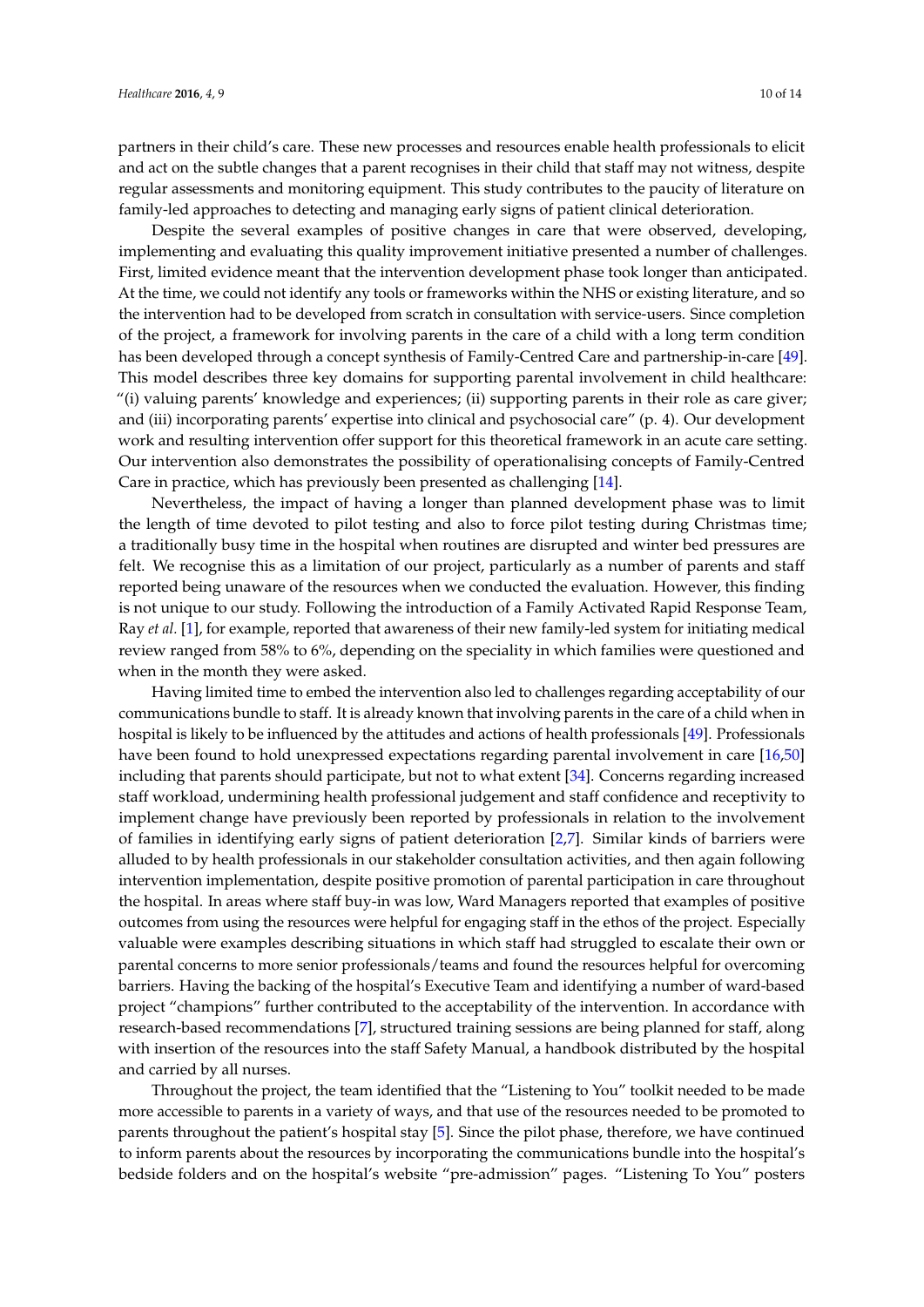partners in their child's care. These new processes and resources enable health professionals to elicit and act on the subtle changes that a parent recognises in their child that staff may not witness, despite regular assessments and monitoring equipment. This study contributes to the paucity of literature on family-led approaches to detecting and managing early signs of patient clinical deterioration.

Despite the several examples of positive changes in care that were observed, developing, implementing and evaluating this quality improvement initiative presented a number of challenges. First, limited evidence meant that the intervention development phase took longer than anticipated. At the time, we could not identify any tools or frameworks within the NHS or existing literature, and so the intervention had to be developed from scratch in consultation with service-users. Since completion of the project, a framework for involving parents in the care of a child with a long term condition has been developed through a concept synthesis of Family-Centred Care and partnership-in-care [49]. This model describes three key domains for supporting parental involvement in child healthcare: "(i) valuing parents' knowledge and experiences; (ii) supporting parents in their role as care giver; and (iii) incorporating parents' expertise into clinical and psychosocial care" (p. 4). Our development work and resulting intervention offer support for this theoretical framework in an acute care setting. Our intervention also demonstrates the possibility of operationalising concepts of Family-Centred Care in practice, which has previously been presented as challenging [14].

Nevertheless, the impact of having a longer than planned development phase was to limit the length of time devoted to pilot testing and also to force pilot testing during Christmas time; a traditionally busy time in the hospital when routines are disrupted and winter bed pressures are felt. We recognise this as a limitation of our project, particularly as a number of parents and staff reported being unaware of the resources when we conducted the evaluation. However, this finding is not unique to our study. Following the introduction of a Family Activated Rapid Response Team, Ray *et al.* [1], for example, reported that awareness of their new family-led system for initiating medical review ranged from 58% to 6%, depending on the speciality in which families were questioned and when in the month they were asked.

Having limited time to embed the intervention also led to challenges regarding acceptability of our communications bundle to staff. It is already known that involving parents in the care of a child when in hospital is likely to be influenced by the attitudes and actions of health professionals [49]. Professionals have been found to hold unexpressed expectations regarding parental involvement in care [16,50] including that parents should participate, but not to what extent [34]. Concerns regarding increased staff workload, undermining health professional judgement and staff confidence and receptivity to implement change have previously been reported by professionals in relation to the involvement of families in identifying early signs of patient deterioration [2,7]. Similar kinds of barriers were alluded to by health professionals in our stakeholder consultation activities, and then again following intervention implementation, despite positive promotion of parental participation in care throughout the hospital. In areas where staff buy-in was low, Ward Managers reported that examples of positive outcomes from using the resources were helpful for engaging staff in the ethos of the project. Especially valuable were examples describing situations in which staff had struggled to escalate their own or parental concerns to more senior professionals/teams and found the resources helpful for overcoming barriers. Having the backing of the hospital's Executive Team and identifying a number of ward-based project "champions" further contributed to the acceptability of the intervention. In accordance with research-based recommendations [7], structured training sessions are being planned for staff, along with insertion of the resources into the staff Safety Manual, a handbook distributed by the hospital and carried by all nurses.

Throughout the project, the team identified that the "Listening to You" toolkit needed to be made more accessible to parents in a variety of ways, and that use of the resources needed to be promoted to parents throughout the patient's hospital stay [5]. Since the pilot phase, therefore, we have continued to inform parents about the resources by incorporating the communications bundle into the hospital's bedside folders and on the hospital's website "pre-admission" pages. "Listening To You" posters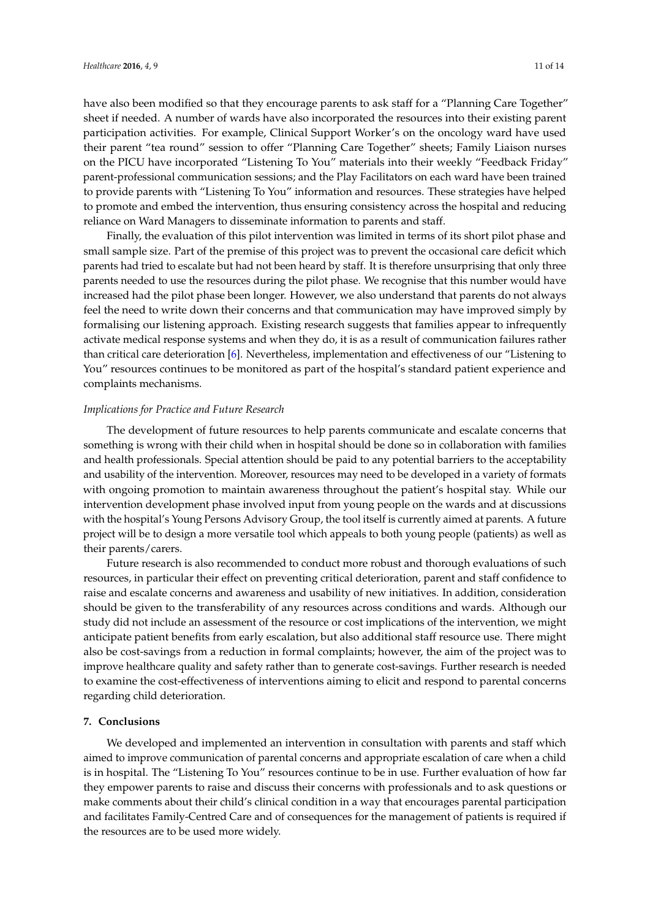have also been modified so that they encourage parents to ask staff for a "Planning Care Together" sheet if needed. A number of wards have also incorporated the resources into their existing parent participation activities. For example, Clinical Support Worker's on the oncology ward have used their parent "tea round" session to offer "Planning Care Together" sheets; Family Liaison nurses on the PICU have incorporated "Listening To You" materials into their weekly "Feedback Friday" parent-professional communication sessions; and the Play Facilitators on each ward have been trained to provide parents with "Listening To You" information and resources. These strategies have helped to promote and embed the intervention, thus ensuring consistency across the hospital and reducing reliance on Ward Managers to disseminate information to parents and staff.

Finally, the evaluation of this pilot intervention was limited in terms of its short pilot phase and small sample size. Part of the premise of this project was to prevent the occasional care deficit which parents had tried to escalate but had not been heard by staff. It is therefore unsurprising that only three parents needed to use the resources during the pilot phase. We recognise that this number would have increased had the pilot phase been longer. However, we also understand that parents do not always feel the need to write down their concerns and that communication may have improved simply by formalising our listening approach. Existing research suggests that families appear to infrequently activate medical response systems and when they do, it is as a result of communication failures rather than critical care deterioration [6]. Nevertheless, implementation and effectiveness of our "Listening to You" resources continues to be monitored as part of the hospital's standard patient experience and complaints mechanisms.

*Implications for Practice and Future Research*

The development of future resources to help parents communicate and escalate concerns that something is wrong with their child when in hospital should be done so in collaboration with families and health professionals. Special attention should be paid to any potential barriers to the acceptability and usability of the intervention. Moreover, resources may need to be developed in a variety of formats with ongoing promotion to maintain awareness throughout the patient's hospital stay. While our intervention development phase involved input from young people on the wards and at discussions with the hospital's Young Persons Advisory Group, the tool itself is currently aimed at parents. A future project will be to design a more versatile tool which appeals to both young people (patients) as well as their parents/carers.

Future research is also recommended to conduct more robust and thorough evaluations of such resources, in particular their effect on preventing critical deterioration, parent and staff confidence to raise and escalate concerns and awareness and usability of new initiatives. In addition, consideration should be given to the transferability of any resources across conditions and wards. Although our study did not include an assessment of the resource or cost implications of the intervention, we might anticipate patient benefits from early escalation, but also additional staff resource use. There might also be cost-savings from a reduction in formal complaints; however, the aim of the project was to improve healthcare quality and safety rather than to generate cost-savings. Further research is needed to examine the cost-effectiveness of interventions aiming to elicit and respond to parental concerns regarding child deterioration.

## 7. Conclusions

We developed and implemented an intervention in consultation with parents and staff which aimed to improve communication of parental concerns and appropriate escalation of care when a child is in hospital. The "Listening To You" resources continue to be in use. Further evaluation of how far they empower parents to raise and discuss their concerns with professionals and to ask questions or make comments about their child's clinical condition in a way that encourages parental participation and facilitates Family-Centred Care and of consequences for the management of patients is required if the resources are to be used more widely.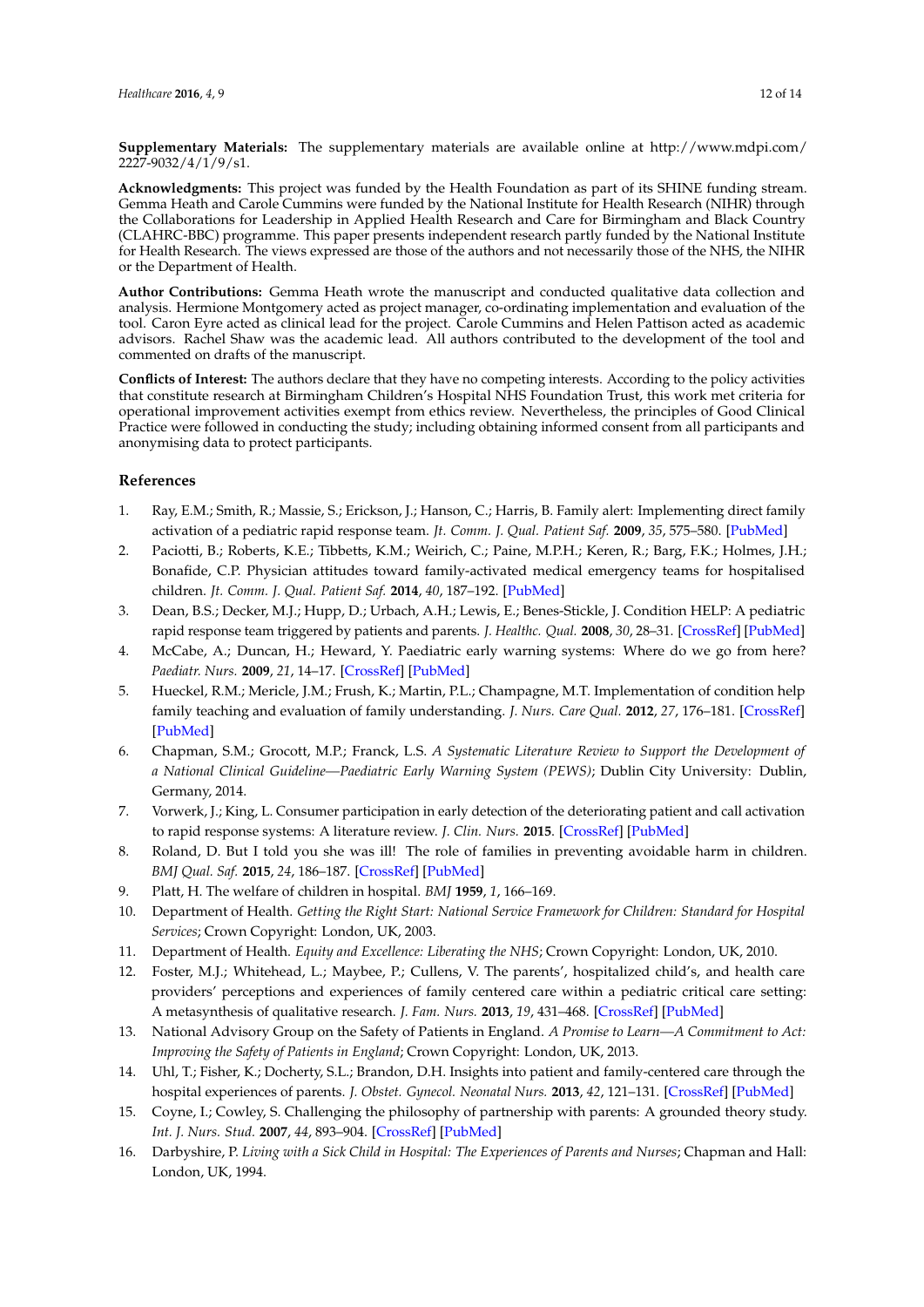**Supplementary Materials:** The supplementary materials are available online at http://www.mdpi.com/2227-9032/4/1/9/s1.

**Acknowledgments:** This project was funded by the Health Foundation as part of its SHINE funding stream. Gemma Heath and Carole Cummins were funded by the National Institute for Health Research (NIHR) through the Collaborations for Leadership in Applied Health Research and Care for Birmingham and Black Country (CLAHRC-BBC) programme. This paper presents independent research partly funded by the National Institute for Health Research. The views expressed are those of the authors and not necessarily those of the NHS, the NIHR or the Department of Health.

**Author Contributions:** Gemma Heath wrote the manuscript and conducted qualitative data collection and analysis. Hermione Montgomery acted as project manager, co-ordinating implementation and evaluation of the tool. Caron Eyre acted as clinical lead for the project. Carole Cummins and Helen Pattison acted as academic advisors. Rachel Shaw was the academic lead. All authors contributed to the development of the tool and commented on drafts of the manuscript.

**Conflicts of Interest:** The authors declare that they have no competing interests. According to the policy activities that constitute research at Birmingham Children's Hospital NHS Foundation Trust, this work met criteria for operational improvement activities exempt from ethics review. Nevertheless, the principles of Good Clinical Practice were followed in conducting the study; including obtaining informed consent from all participants and anonymising data to protect participants.

## References

1. Ray, E.M.; Smith, R.; Massie, S.; Erickson, J.; Hanson, C.; Harris, B. Family alert: Implementing direct family activation of a pediatric rapid response team. *Jt. Comm. J. Qual. Patient Saf.* **2009**, *35*, 575–580. [PubMed]
2. Paciotti, B.; Roberts, K.E.; Tibbetts, K.M.; Weirich, C.; Paine, M.P.H.; Keren, R.; Barg, F.K.; Holmes, J.H.; Bonafide, C.P. Physician attitudes toward family-activated medical emergency teams for hospitalised children. *Jt. Comm. J. Qual. Patient Saf.* **2014**, *40*, 187–192. [PubMed]
3. Dean, B.S.; Decker, M.J.; Hupp, D.; Urbach, A.H.; Lewis, E.; Benes-Stickle, J. Condition HELP: A pediatric rapid response team triggered by patients and parents. *J. Healthc. Qual.* **2008**, *30*, 28–31. [CrossRef] [PubMed]
4. McCabe, A.; Duncan, H.; Heward, Y. Paediatric early warning systems: Where do we go from here? *Paediatr. Nurs.* **2009**, *21*, 14–17. [CrossRef] [PubMed]
5. Hueckel, R.M.; Mericle, J.M.; Frush, K.; Martin, P.L.; Champagne, M.T. Implementation of condition help family teaching and evaluation of family understanding. *J. Nurs. Care Qual.* **2012**, *27*, 176–181. [CrossRef] [PubMed]
6. Chapman, S.M.; Grocott, M.P.; Franck, L.S. *A Systematic Literature Review to Support the Development of a National Clinical Guideline—Paediatric Early Warning System (PEWS)*; Dublin City University: Dublin, Germany, 2014.
7. Vorwerk, J.; King, L. Consumer participation in early detection of the deteriorating patient and call activation to rapid response systems: A literature review. *J. Clin. Nurs.* **2015**. [CrossRef] [PubMed]
8. Roland, D. But I told you she was ill! The role of families in preventing avoidable harm in children. *BMJ Qual. Saf.* **2015**, *24*, 186–187. [CrossRef] [PubMed]
9. Platt, H. The welfare of children in hospital. *BMJ* **1959**, *1*, 166–169.
10. Department of Health. *Getting the Right Start: National Service Framework for Children: Standard for Hospital Services*; Crown Copyright: London, UK, 2003.
11. Department of Health. *Equity and Excellence: Liberating the NHS*; Crown Copyright: London, UK, 2010.
12. Foster, M.J.; Whitehead, L.; Maybee, P.; Cullens, V. The parents', hospitalized child's, and health care providers' perceptions and experiences of family centered care within a pediatric critical care setting: A metasynthesis of qualitative research. *J. Fam. Nurs.* **2013**, *19*, 431–468. [CrossRef] [PubMed]
13. National Advisory Group on the Safety of Patients in England. *A Promise to Learn—A Commitment to Act: Improving the Safety of Patients in England*; Crown Copyright: London, UK, 2013.
14. Uhl, T.; Fisher, K.; Docherty, S.L.; Brandon, D.H. Insights into patient and family-centered care through the hospital experiences of parents. *J. Obstet. Gynecol. Neonatal Nurs.* **2013**, *42*, 121–131. [CrossRef] [PubMed]
15. Coyne, I.; Cowley, S. Challenging the philosophy of partnership with parents: A grounded theory study. *Int. J. Nurs. Stud.* **2007**, *44*, 893–904. [CrossRef] [PubMed]
16. Darbyshire, P. *Living with a Sick Child in Hospital: The Experiences of Parents and Nurses*; Chapman and Hall: London, UK, 1994.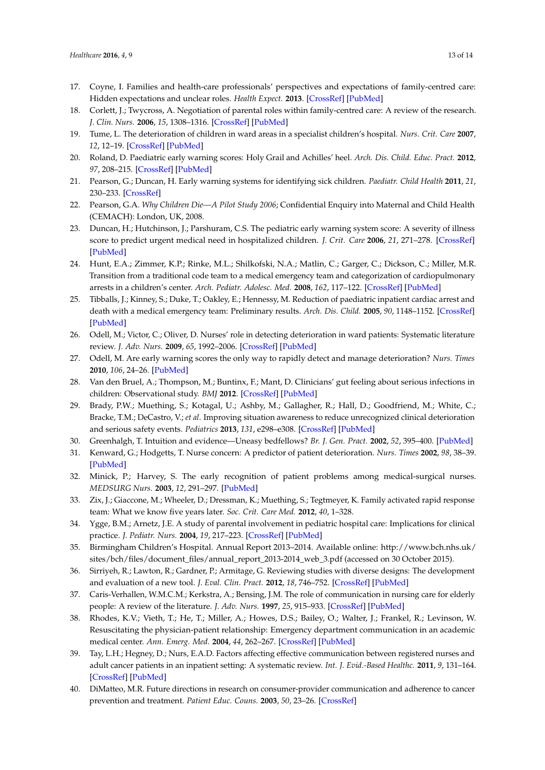17. Coyne, I. Families and health-care professionals' perspectives and expectations of family-centred care: Hidden expectations and unclear roles. *Health Expect.* **2013**. [CrossRef] [PubMed]
18. Corlett, J.; Twycross, A. Negotiation of parental roles within family-centred care: A review of the research. *J. Clin. Nurs.* **2006**, *15*, 1308–1316. [CrossRef] [PubMed]
19. Tume, L. The deterioration of children in ward areas in a specialist children's hospital. *Nurs. Crit. Care* **2007**, *12*, 12–19. [CrossRef] [PubMed]
20. Roland, D. Paediatric early warning scores: Holy Grail and Achilles' heel. *Arch. Dis. Child. Educ. Pract.* **2012**, *97*, 208–215. [CrossRef] [PubMed]
21. Pearson, G.; Duncan, H. Early warning systems for identifying sick children. *Paediatr. Child Health* **2011**, *21*, 230–233. [CrossRef]
22. Pearson, G.A. *Why Children Die—A Pilot Study 2006*; Confidential Enquiry into Maternal and Child Health (CEMACH): London, UK, 2008.
23. Duncan, H.; Hutchinson, J.; Parshuram, C.S. The pediatric early warning system score: A severity of illness score to predict urgent medical need in hospitalized children. *J. Crit. Care* **2006**, *21*, 271–278. [CrossRef] [PubMed]
24. Hunt, E.A.; Zimmer, K.P.; Rinke, M.L.; Shilkofski, N.A.; Matlin, C.; Garger, C.; Dickson, C.; Miller, M.R. Transition from a traditional code team to a medical emergency team and categorization of cardiopulmonary arrests in a children's center. *Arch. Pediatr. Adolesc. Med.* **2008**, *162*, 117–122. [CrossRef] [PubMed]
25. Tibballs, J.; Kinney, S.; Duke, T.; Oakley, E.; Hennessy, M. Reduction of paediatric inpatient cardiac arrest and death with a medical emergency team: Preliminary results. *Arch. Dis. Child.* **2005**, *90*, 1148–1152. [CrossRef] [PubMed]
26. Odell, M.; Victor, C.; Oliver, D. Nurses' role in detecting deterioration in ward patients: Systematic literature review. *J. Adv. Nurs.* **2009**, *65*, 1992–2006. [CrossRef] [PubMed]
27. Odell, M. Are early warning scores the only way to rapidly detect and manage deterioration? *Nurs. Times* **2010**, *106*, 24–26. [PubMed]
28. Van den Bruel, A.; Thompson, M.; Buntinx, F.; Mant, D. Clinicians' gut feeling about serious infections in children: Observational study. *BMJ* **2012**. [CrossRef] [PubMed]
29. Brady, P.W.; Muething, S.; Kotagal, U.; Ashby, M.; Gallagher, R.; Hall, D.; Goodfriend, M.; White, C.; Bracke, T.M.; DeCastro, V.; *et al.* Improving situation awareness to reduce unrecognized clinical deterioration and serious safety events. *Pediatrics* **2013**, *131*, e298–e308. [CrossRef] [PubMed]
30. Greenhalgh, T. Intuition and evidence—Uneasy bedfellows? *Br. J. Gen. Pract.* **2002**, *52*, 395–400. [PubMed]
31. Kenward, G.; Hodgetts, T. Nurse concern: A predictor of patient deterioration. *Nurs. Times* **2002**, *98*, 38–39. [PubMed]
32. Minick, P.; Harvey, S. The early recognition of patient problems among medical-surgical nurses. *MEDSURG Nurs.* **2003**, *12*, 291–297. [PubMed]
33. Zix, J.; Giaccone, M.; Wheeler, D.; Dressman, K.; Muething, S.; Tegtmeyer, K. Family activated rapid response team: What we know five years later. *Soc. Crit. Care Med.* **2012**, *40*, 1–328.
34. Ygge, B.M.; Arnetz, J.E. A study of parental involvement in pediatric hospital care: Implications for clinical practice. *J. Pediatr. Nurs.* **2004**, *19*, 217–223. [CrossRef] [PubMed]
35. Birmingham Children's Hospital. Annual Report 2013–2014. Available online: http://www.bch.nhs.uk/sites/bch/files/document_files/annual_report_2013-2014_web_3.pdf (accessed on 30 October 2015).
36. Sirriyeh, R.; Lawton, R.; Gardner, P.; Armitage, G. Reviewing studies with diverse designs: The development and evaluation of a new tool. *J. Eval. Clin. Pract.* **2012**, *18*, 746–752. [CrossRef] [PubMed]
37. Caris-Verhallen, W.M.C.M.; Kerkstra, A.; Bensing, J.M. The role of communication in nursing care for elderly people: A review of the literature. *J. Adv. Nurs.* **1997**, *25*, 915–933. [CrossRef] [PubMed]
38. Rhodes, K.V.; Vieth, T.; He, T.; Miller, A.; Howes, D.S.; Bailey, O.; Walter, J.; Frankel, R.; Levinson, W. Resuscitating the physician-patient relationship: Emergency department communication in an academic medical center. *Ann. Emerg. Med.* **2004**, *44*, 262–267. [CrossRef] [PubMed]
39. Tay, L.H.; Hegney, D.; Nurs, E.A.D. Factors affecting effective communication between registered nurses and adult cancer patients in an inpatient setting: A systematic review. *Int. J. Evid.-Based Healthc.* **2011**, *9*, 131–164. [CrossRef] [PubMed]
40. DiMatteo, M.R. Future directions in research on consumer-provider communication and adherence to cancer prevention and treatment. *Patient Educ. Couns.* **2003**, *50*, 23–26. [CrossRef]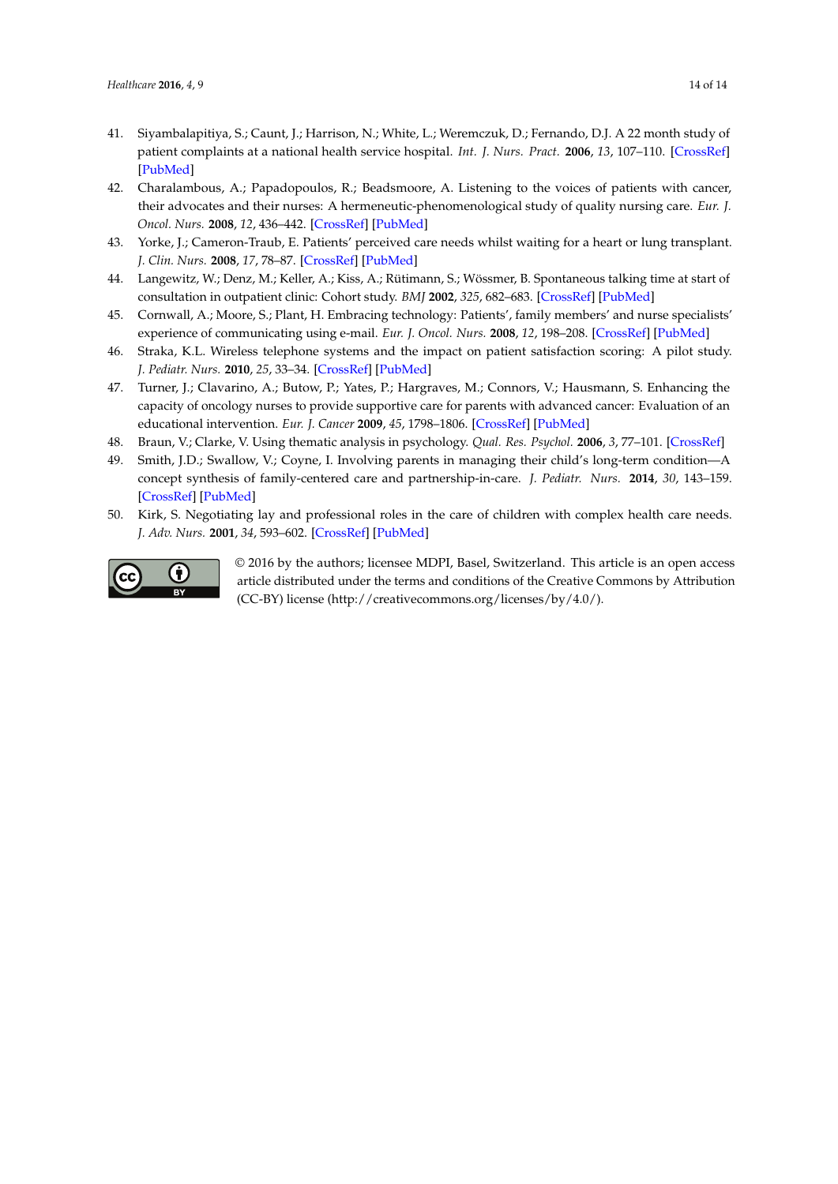41. Siyambalapitiya, S.; Caunt, J.; Harrison, N.; White, L.; Weremczuk, D.; Fernando, D.J. A 22 month study of patient complaints at a national health service hospital. *Int. J. Nurs. Pract.* **2006**, *13*, 107–110. [CrossRef] [PubMed]
42. Charalambous, A.; Papadopoulos, R.; Beadsmoore, A. Listening to the voices of patients with cancer, their advocates and their nurses: A hermeneutic-phenomenological study of quality nursing care. *Eur. J. Oncol. Nurs.* **2008**, *12*, 436–442. [CrossRef] [PubMed]
43. Yorke, J.; Cameron-Traub, E. Patients' perceived care needs whilst waiting for a heart or lung transplant. *J. Clin. Nurs.* **2008**, *17*, 78–87. [CrossRef] [PubMed]
44. Langewitz, W.; Denz, M.; Keller, A.; Kiss, A.; Rütimann, S.; Wössmer, B. Spontaneous talking time at start of consultation in outpatient clinic: Cohort study. *BMJ* **2002**, *325*, 682–683. [CrossRef] [PubMed]
45. Cornwall, A.; Moore, S.; Plant, H. Embracing technology: Patients', family members' and nurse specialists' experience of communicating using e-mail. *Eur. J. Oncol. Nurs.* **2008**, *12*, 198–208. [CrossRef] [PubMed]
46. Straka, K.L. Wireless telephone systems and the impact on patient satisfaction scoring: A pilot study. *J. Pediatr. Nurs.* **2010**, *25*, 33–34. [CrossRef] [PubMed]
47. Turner, J.; Clavarino, A.; Butow, P.; Yates, P.; Hargraves, M.; Connors, V.; Hausmann, S. Enhancing the capacity of oncology nurses to provide supportive care for parents with advanced cancer: Evaluation of an educational intervention. *Eur. J. Cancer* **2009**, *45*, 1798–1806. [CrossRef] [PubMed]
48. Braun, V.; Clarke, V. Using thematic analysis in psychology. *Qual. Res. Psychol.* **2006**, *3*, 77–101. [CrossRef]
49. Smith, J.D.; Swallow, V.; Coyne, I. Involving parents in managing their child's long-term condition—A concept synthesis of family-centered care and partnership-in-care. *J. Pediatr. Nurs.* **2014**, *30*, 143–159. [CrossRef] [PubMed]
50. Kirk, S. Negotiating lay and professional roles in the care of children with complex health care needs. *J. Adv. Nurs.* **2001**, *34*, 593–602. [CrossRef] [PubMed]

© 2016 by the authors; licensee MDPI, Basel, Switzerland. This article is an open access article distributed under the terms and conditions of the Creative Commons by Attribution (CC-BY) license (http://creativecommons.org/licenses/by/4.0/).